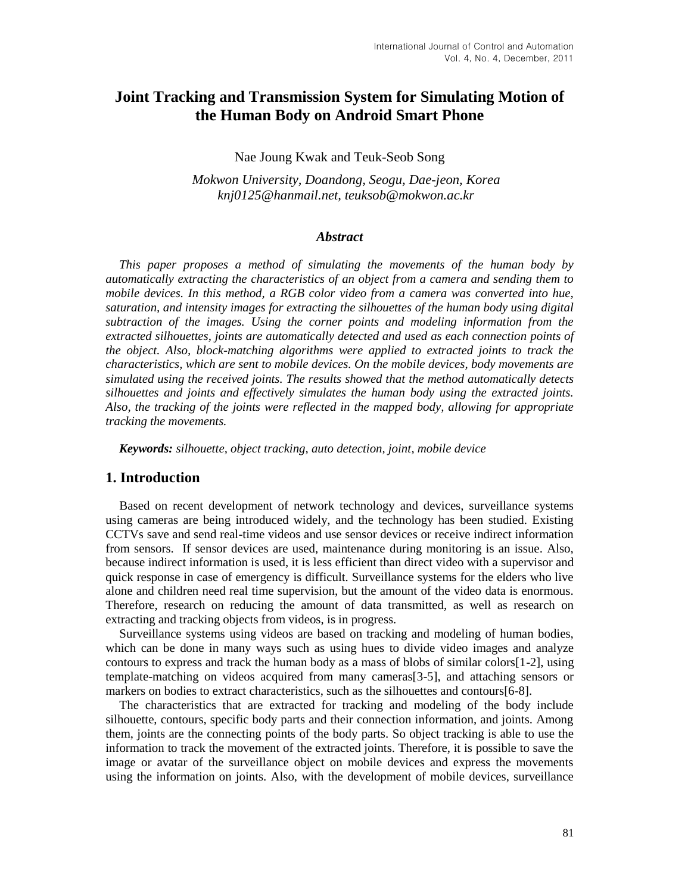# Joint Tracking and Transmission System for Simulating Motion of the Human Body on Android Smart Phone

Nae Joung Kwak and Teuk-Seob Song

*Mokwon University, Doandong, Seogu, Dae-jeon, Korea*
*knj0125@hanmail.net, teuksob@mokwon.ac.kr*

### *Abstract*

*This paper proposes a method of simulating the movements of the human body by automatically extracting the characteristics of an object from a camera and sending them to mobile devices. In this method, a RGB color video from a camera was converted into hue, saturation, and intensity images for extracting the silhouettes of the human body using digital subtraction of the images. Using the corner points and modeling information from the extracted silhouettes, joints are automatically detected and used as each connection points of the object. Also, block-matching algorithms were applied to extracted joints to track the characteristics, which are sent to mobile devices. On the mobile devices, body movements are simulated using the received joints. The results showed that the method automatically detects silhouettes and joints and effectively simulates the human body using the extracted joints. Also, the tracking of the joints were reflected in the mapped body, allowing for appropriate tracking the movements.*

***Keywords:*** *silhouette, object tracking, auto detection, joint, mobile device*

## 1. Introduction

Based on recent development of network technology and devices, surveillance systems using cameras are being introduced widely, and the technology has been studied. Existing CCTVs save and send real-time videos and use sensor devices or receive indirect information from sensors. If sensor devices are used, maintenance during monitoring is an issue. Also, because indirect information is used, it is less efficient than direct video with a supervisor and quick response in case of emergency is difficult. Surveillance systems for the elders who live alone and children need real time supervision, but the amount of the video data is enormous. Therefore, research on reducing the amount of data transmitted, as well as research on extracting and tracking objects from videos, is in progress.

Surveillance systems using videos are based on tracking and modeling of human bodies, which can be done in many ways such as using hues to divide video images and analyze contours to express and track the human body as a mass of blobs of similar colors[1-2], using template-matching on videos acquired from many cameras[3-5], and attaching sensors or markers on bodies to extract characteristics, such as the silhouettes and contours[6-8].

The characteristics that are extracted for tracking and modeling of the body include silhouette, contours, specific body parts and their connection information, and joints. Among them, joints are the connecting points of the body parts. So object tracking is able to use the information to track the movement of the extracted joints. Therefore, it is possible to save the image or avatar of the surveillance object on mobile devices and express the movements using the information on joints. Also, with the development of mobile devices, surveillance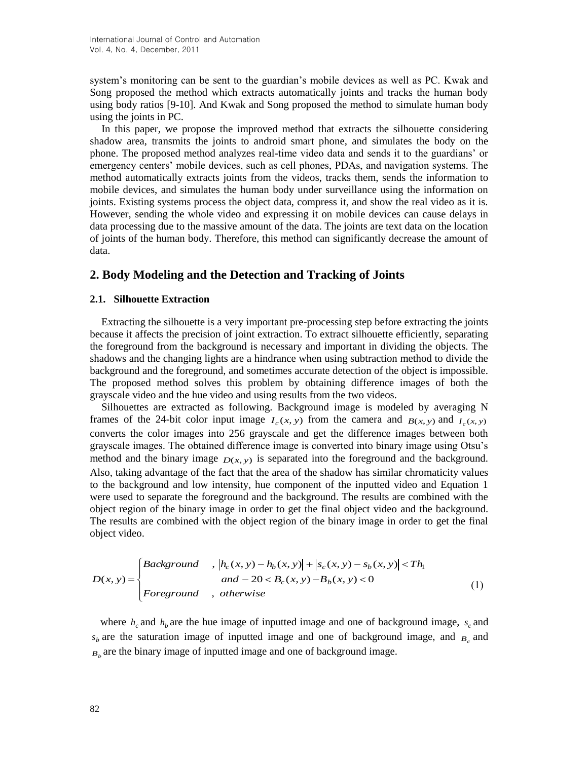system's monitoring can be sent to the guardian's mobile devices as well as PC. Kwak and Song proposed the method which extracts automatically joints and tracks the human body using body ratios [9-10]. And Kwak and Song proposed the method to simulate human body using the joints in PC.

In this paper, we propose the improved method that extracts the silhouette considering shadow area, transmits the joints to android smart phone, and simulates the body on the phone. The proposed method analyzes real-time video data and sends it to the guardians' or emergency centers' mobile devices, such as cell phones, PDAs, and navigation systems. The method automatically extracts joints from the videos, tracks them, sends the information to mobile devices, and simulates the human body under surveillance using the information on joints. Existing systems process the object data, compress it, and show the real video as it is. However, sending the whole video and expressing it on mobile devices can cause delays in data processing due to the massive amount of the data. The joints are text data on the location of joints of the human body. Therefore, this method can significantly decrease the amount of data.

## 2. Body Modeling and the Detection and Tracking of Joints

### 2.1. Silhouette Extraction

Extracting the silhouette is a very important pre-processing step before extracting the joints because it affects the precision of joint extraction. To extract silhouette efficiently, separating the foreground from the background is necessary and important in dividing the objects. The shadows and the changing lights are a hindrance when using subtraction method to divide the background and the foreground, and sometimes accurate detection of the object is impossible. The proposed method solves this problem by obtaining difference images of both the grayscale video and the hue video and using results from the two videos.

Silhouettes are extracted as following. Background image is modeled by averaging N frames of the 24-bit color input image $I_c(x,y)$ from the camera and $B(x,y)$ and $I_c(x,y)$ converts the color images into 256 grayscale and get the difference images between both grayscale images. The obtained difference image is converted into binary image using Otsu's method and the binary image $D(x,y)$ is separated into the foreground and the background. Also, taking advantage of the fact that the area of the shadow has similar chromaticity values to the background and low intensity, hue component of the inputted video and Equation 1 were used to separate the foreground and the background. The results are combined with the object region of the binary image in order to get the final object video and the background. The results are combined with the object region of the binary image in order to get the final object video.

$$D(x,y) = \begin{cases} Background & , |h_c(x,y) - h_b(x,y)| + |s_c(x,y) - s_b(x,y)| < Th_1 \\ & \quad and -20 < B_c(x,y) - B_b(x,y) < 0 \\ Foreground & , \ otherwise \end{cases} \tag{1}$$

where $h_c$ and $h_b$ are the hue image of inputted image and one of background image, $s_c$ and $s_b$ are the saturation image of inputted image and one of background image, and $B_c$ and $B_b$ are the binary image of inputted image and one of background image.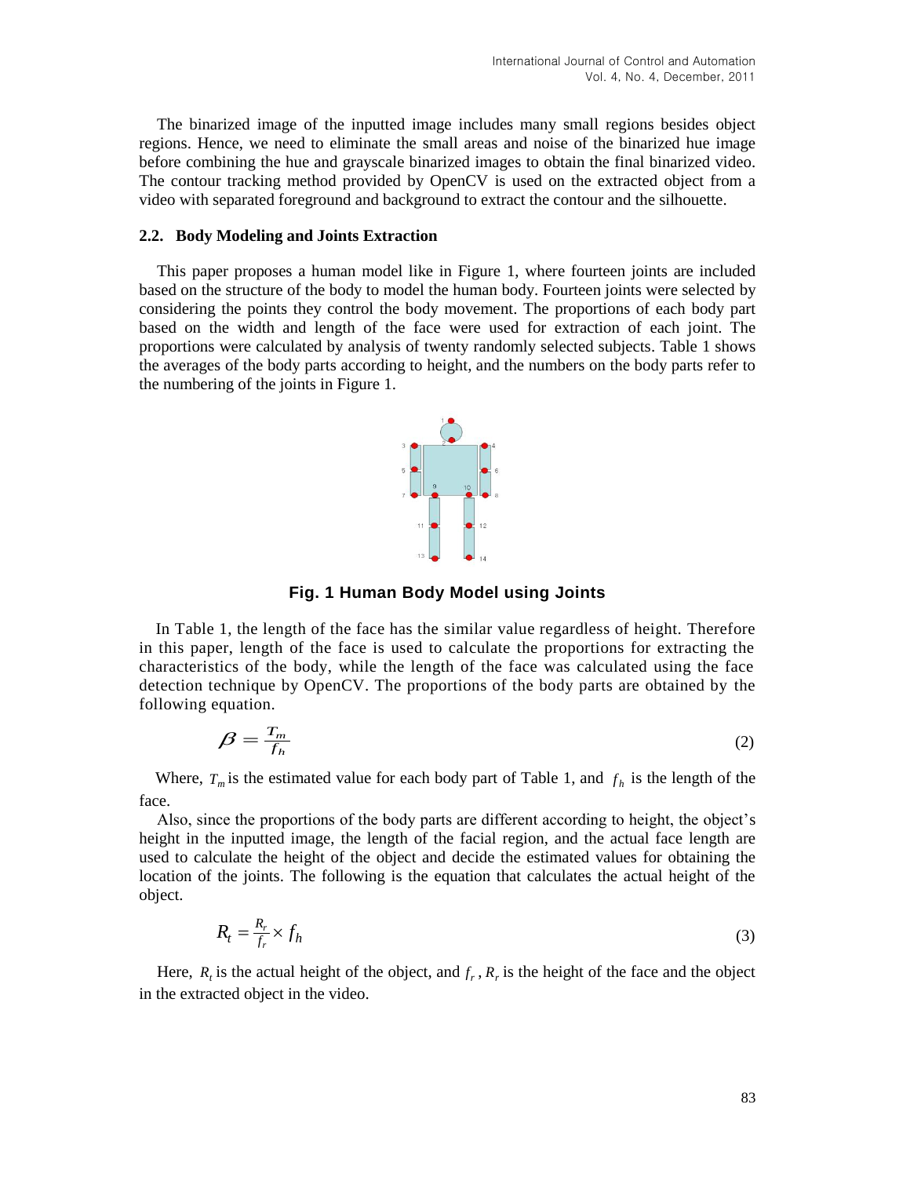The binarized image of the inputted image includes many small regions besides object regions. Hence, we need to eliminate the small areas and noise of the binarized hue image before combining the hue and grayscale binarized images to obtain the final binarized video. The contour tracking method provided by OpenCV is used on the extracted object from a video with separated foreground and background to extract the contour and the silhouette.

### 2.2. Body Modeling and Joints Extraction

This paper proposes a human model like in Figure 1, where fourteen joints are included based on the structure of the body to model the human body. Fourteen joints were selected by considering the points they control the body movement. The proportions of each body part based on the width and length of the face were used for extraction of each joint. The proportions were calculated by analysis of twenty randomly selected subjects. Table 1 shows the averages of the body parts according to height, and the numbers on the body parts refer to the numbering of the joints in Figure 1.

**Fig. 1 Human Body Model using Joints**

In Table 1, the length of the face has the similar value regardless of height. Therefore in this paper, length of the face is used to calculate the proportions for extracting the characteristics of the body, while the length of the face was calculated using the face detection technique by OpenCV. The proportions of the body parts are obtained by the following equation.

$$\beta = \frac{T_m}{f_h} \tag{2}$$

Where, $T_m$ is the estimated value for each body part of Table 1, and $f_h$ is the length of the face.

Also, since the proportions of the body parts are different according to height, the object's height in the inputted image, the length of the facial region, and the actual face length are used to calculate the height of the object and decide the estimated values for obtaining the location of the joints. The following is the equation that calculates the actual height of the object.

$$R_t = \frac{R_r}{f_r} \times f_h \tag{3}$$

Here, $R_t$ is the actual height of the object, and $f_r$, $R_r$ is the height of the face and the object in the extracted object in the video.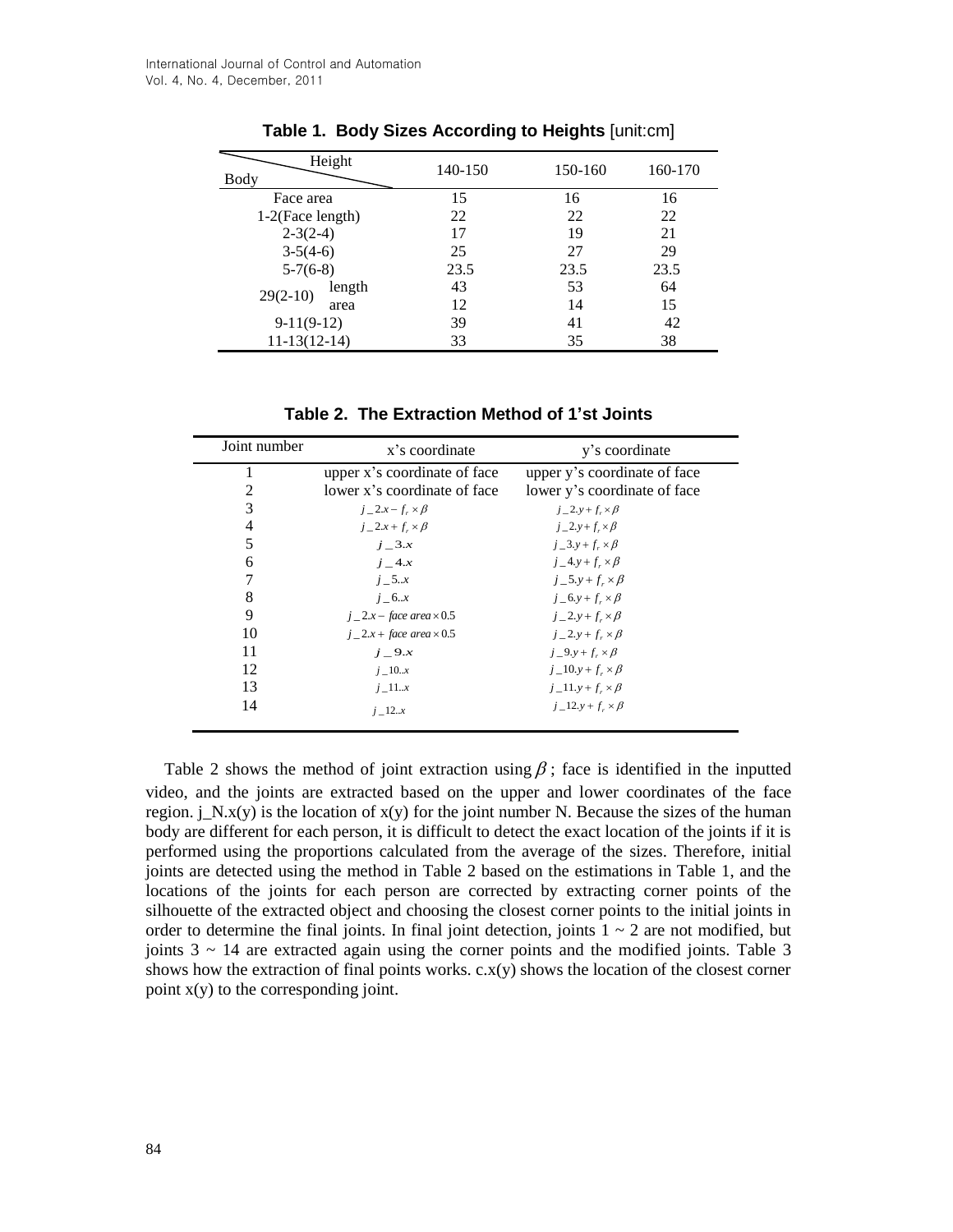**Table 1. Body Sizes According to Heights** [unit:cm]

| Body \ Height | | 140-150 | 150-160 | 160-170 |
|---|---|---|---|---|
| Face area | | 15 | 16 | 16 |
| 1-2(Face length) | | 22 | 22 | 22 |
| 2-3(2-4) | | 17 | 19 | 21 |
| 3-5(4-6) | | 25 | 27 | 29 |
| 5-7(6-8) | | 23.5 | 23.5 | 23.5 |
| 29(2-10) | length | 43 | 53 | 64 |
| | area | 12 | 14 | 15 |
| 9-11(9-12) | | 39 | 41 | 42 |
| 11-13(12-14) | | 33 | 35 | 38 |

**Table 2. The Extraction Method of 1'st Joints**

| Joint number | x's coordinate | y's coordinate |
|---|---|---|
| 1 | upper x's coordinate of face | upper y's coordinate of face |
| 2 | lower x's coordinate of face | lower y's coordinate of face |
| 3 | $j\_2.x - f_r \times \beta$ | $j\_2.y + f_r \times \beta$ |
| 4 | $j\_2.x + f_r \times \beta$ | $j\_2.y + f_r \times \beta$ |
| 5 | $j\_3.x$ | $j\_3.y + f_r \times \beta$ |
| 6 | $j\_4.x$ | $j\_4.y + f_r \times \beta$ |
| 7 | $j\_5..x$ | $j\_5.y + f_r \times \beta$ |
| 8 | $j\_6..x$ | $j\_6.y + f_r \times \beta$ |
| 9 | $j\_2.x - \mathit{face\ area} \times 0.5$ | $j\_2.y + f_r \times \beta$ |
| 10 | $j\_2.x + \mathit{face\ area} \times 0.5$ | $j\_2.y + f_r \times \beta$ |
| 11 | $j\_9.x$ | $j\_9.y + f_r \times \beta$ |
| 12 | $j\_10..x$ | $j\_10.y + f_r \times \beta$ |
| 13 | $j\_11..x$ | $j\_11.y + f_r \times \beta$ |
| 14 | $j\_12..x$ | $j\_12.y + f_r \times \beta$ |

Table 2 shows the method of joint extraction using $\beta$; face is identified in the inputted video, and the joints are extracted based on the upper and lower coordinates of the face region. j_N.x(y) is the location of x(y) for the joint number N. Because the sizes of the human body are different for each person, it is difficult to detect the exact location of the joints if it is performed using the proportions calculated from the average of the sizes. Therefore, initial joints are detected using the method in Table 2 based on the estimations in Table 1, and the locations of the joints for each person are corrected by extracting corner points of the silhouette of the extracted object and choosing the closest corner points to the initial joints in order to determine the final joints. In final joint detection, joints 1 ~ 2 are not modified, but joints 3 ~ 14 are extracted again using the corner points and the modified joints. Table 3 shows how the extraction of final points works. c.x(y) shows the location of the closest corner point x(y) to the corresponding joint.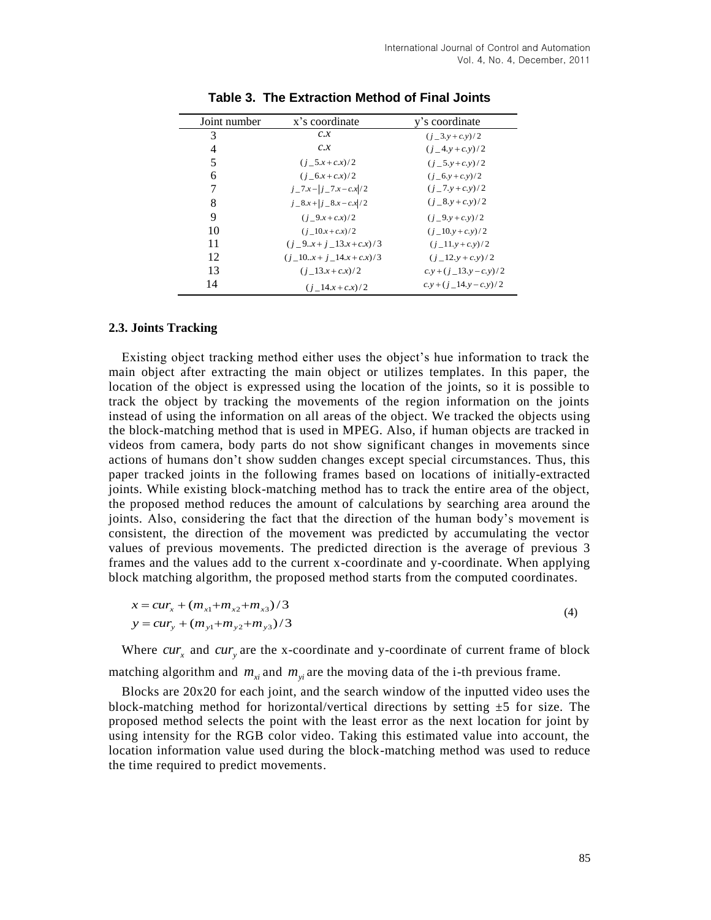**Table 3. The Extraction Method of Final Joints**

| Joint number | x's coordinate | y's coordinate |
|---|---|---|
| 3 | $c.x$ | $(j\_3.y + c.y)/2$ |
| 4 | $c.x$ | $(j\_4.y + c.y)/2$ |
| 5 | $(j\_5.x + c.x)/2$ | $(j\_5.y + c.y)/2$ |
| 6 | $(j\_6.x + c.x)/2$ | $(j\_6.y + c.y)/2$ |
| 7 | $j\_7.x - \|j\_7.x - c.x\|/2$ | $(j\_7.y + c.y)/2$ |
| 8 | $j\_8.x + \|j\_8.x - c.x\|/2$ | $(j\_8.y + c.y)/2$ |
| 9 | $(j\_9.x + c.x)/2$ | $(j\_9.y + c.y)/2$ |
| 10 | $(j\_10.x + c.x)/2$ | $(j\_10.y + c.y)/2$ |
| 11 | $(j\_9..x + j\_13.x + c.x)/3$ | $(j\_11.y + c.y)/2$ |
| 12 | $(j\_10..x + j\_14.x + c.x)/3$ | $(j\_12.y + c.y)/2$ |
| 13 | $(j\_13.x + c.x)/2$ | $c.y + (j\_13.y - c.y)/2$ |
| 14 | $(j\_14.x + c.x)/2$ | $c.y + (j\_14.y - c.y)/2$ |

### 2.3. Joints Tracking

Existing object tracking method either uses the object's hue information to track the main object after extracting the main object or utilizes templates. In this paper, the location of the object is expressed using the location of the joints, so it is possible to track the object by tracking the movements of the region information on the joints instead of using the information on all areas of the object. We tracked the objects using the block-matching method that is used in MPEG. Also, if human objects are tracked in videos from camera, body parts do not show significant changes in movements since actions of humans don't show sudden changes except special circumstances. Thus, this paper tracked joints in the following frames based on locations of initially-extracted joints. While existing block-matching method has to track the entire area of the object, the proposed method reduces the amount of calculations by searching area around the joints. Also, considering the fact that the direction of the human body's movement is consistent, the direction of the movement was predicted by accumulating the vector values of previous movements. The predicted direction is the average of previous 3 frames and the values add to the current x-coordinate and y-coordinate. When applying block matching algorithm, the proposed method starts from the computed coordinates.

$$
\begin{aligned}
x &= cur_x + (m_{x1} + m_{x2} + m_{x3})/3 \\
y &= cur_y + (m_{y1} + m_{y2} + m_{y3})/3
\end{aligned}
\tag{4}
$$

Where $cur_x$ and $cur_y$ are the x-coordinate and y-coordinate of current frame of block matching algorithm and $m_{xi}$ and $m_{yi}$ are the moving data of the i-th previous frame.

Blocks are 20x20 for each joint, and the search window of the inputted video uses the block-matching method for horizontal/vertical directions by setting ±5 for size. The proposed method selects the point with the least error as the next location for joint by using intensity for the RGB color video. Taking this estimated value into account, the location information value used during the block-matching method was used to reduce the time required to predict movements.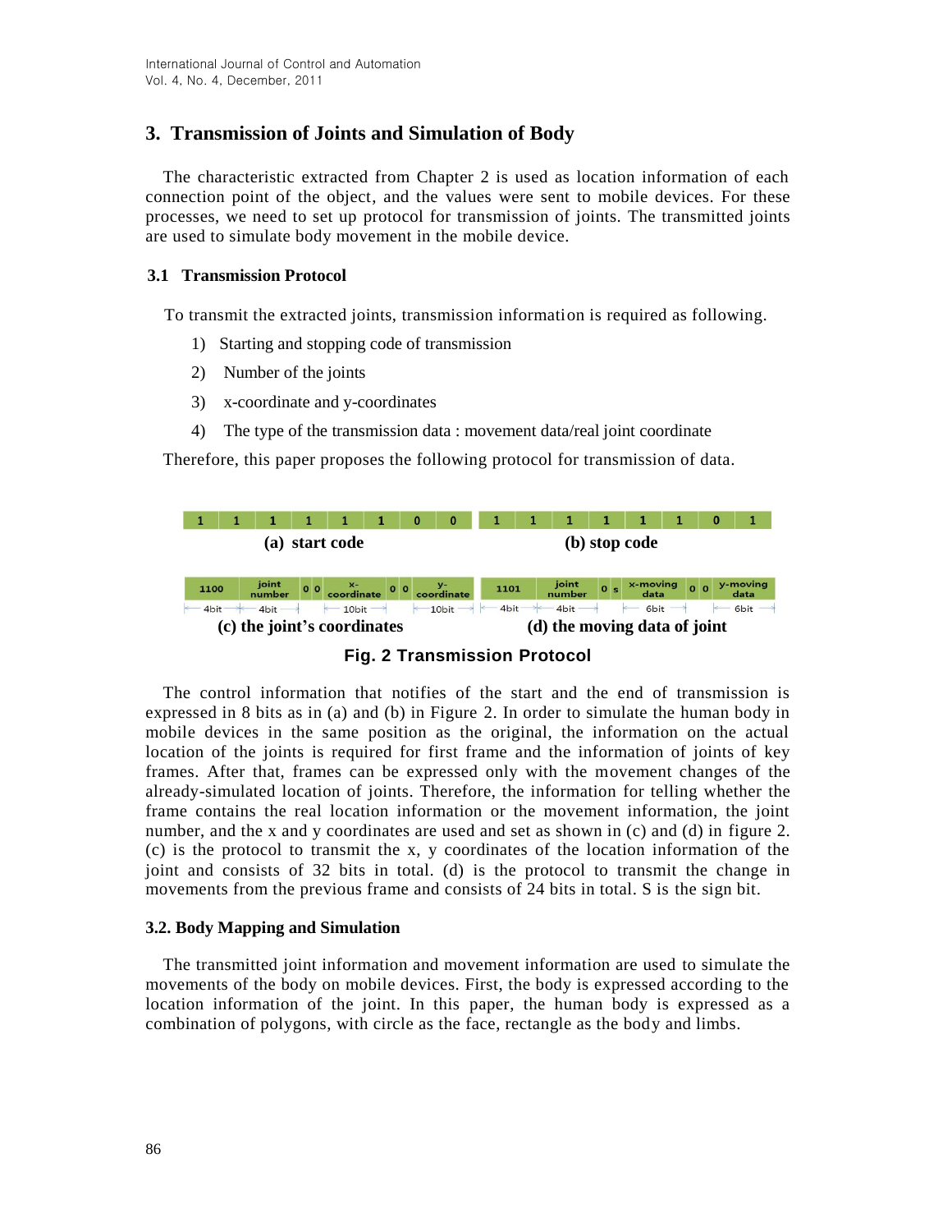## 3. Transmission of Joints and Simulation of Body

The characteristic extracted from Chapter 2 is used as location information of each connection point of the object, and the values were sent to mobile devices. For these processes, we need to set up protocol for transmission of joints. The transmitted joints are used to simulate body movement in the mobile device.

### 3.1 Transmission Protocol

To transmit the extracted joints, transmission information is required as following.

1) Starting and stopping code of transmission
2) Number of the joints
3) x-coordinate and y-coordinates
4) The type of the transmission data : movement data/real joint coordinate

Therefore, this paper proposes the following protocol for transmission of data.

| 1 | 1 | 1 | 1 | 1 | 1 | 0 | 0 |
|---|---|---|---|---|---|---|---|

**(a) start code**

| 1 | 1 | 1 | 1 | 1 | 1 | 0 | 1 |
|---|---|---|---|---|---|---|---|

**(b) stop code**

| 1100 | joint number | 0 | 0 | x-coordinate | 0 | 0 | y-coordinate |
|---|---|---|---|---|---|---|---|
| 4bit | 4bit | | | 10bit | | | 10bit |

**(c) the joint's coordinates**

| 1101 | joint number | 0 | s | x-moving data | 0 | 0 | y-moving data |
|---|---|---|---|---|---|---|---|
| 4bit | 4bit | | | 6bit | | | 6bit |

**(d) the moving data of joint**

**Fig. 2 Transmission Protocol**

The control information that notifies of the start and the end of transmission is expressed in 8 bits as in (a) and (b) in Figure 2. In order to simulate the human body in mobile devices in the same position as the original, the information on the actual location of the joints is required for first frame and the information of joints of key frames. After that, frames can be expressed only with the movement changes of the already-simulated location of joints. Therefore, the information for telling whether the frame contains the real location information or the movement information, the joint number, and the x and y coordinates are used and set as shown in (c) and (d) in figure 2. (c) is the protocol to transmit the x, y coordinates of the location information of the joint and consists of 32 bits in total. (d) is the protocol to transmit the change in movements from the previous frame and consists of 24 bits in total. S is the sign bit.

### 3.2. Body Mapping and Simulation

The transmitted joint information and movement information are used to simulate the movements of the body on mobile devices. First, the body is expressed according to the location information of the joint. In this paper, the human body is expressed as a combination of polygons, with circle as the face, rectangle as the body and limbs.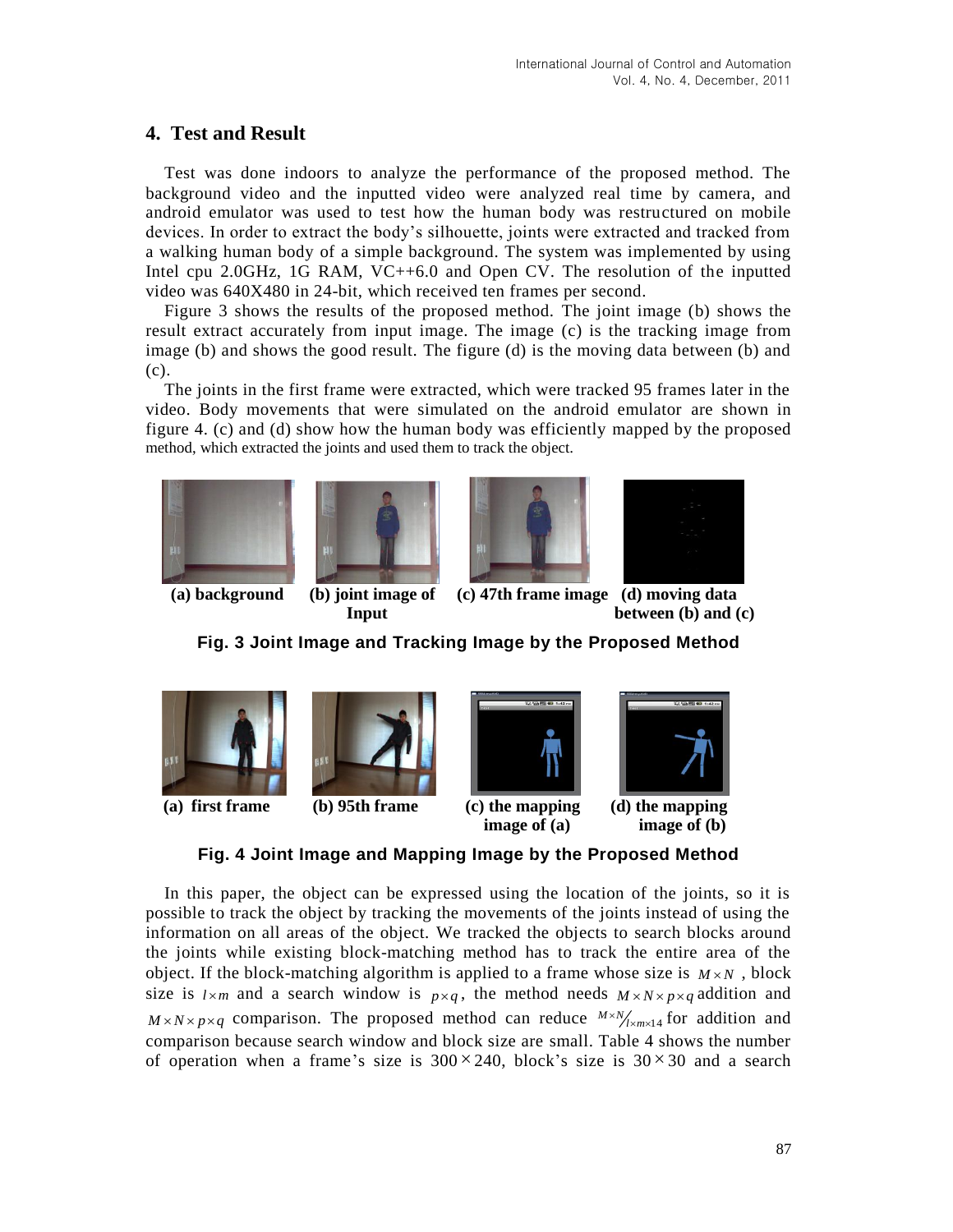## 4. Test and Result

Test was done indoors to analyze the performance of the proposed method. The background video and the inputted video were analyzed real time by camera, and android emulator was used to test how the human body was restructured on mobile devices. In order to extract the body's silhouette, joints were extracted and tracked from a walking human body of a simple background. The system was implemented by using Intel cpu 2.0GHz, 1G RAM, VC++6.0 and Open CV. The resolution of the inputted video was 640X480 in 24-bit, which received ten frames per second.

Figure 3 shows the results of the proposed method. The joint image (b) shows the result extract accurately from input image. The image (c) is the tracking image from image (b) and shows the good result. The figure (d) is the moving data between (b) and (c).

The joints in the first frame were extracted, which were tracked 95 frames later in the video. Body movements that were simulated on the android emulator are shown in figure 4. (c) and (d) show how the human body was efficiently mapped by the proposed method, which extracted the joints and used them to track the object.

(a) background (b) joint image of Input (c) 47th frame image (d) moving data between (b) and (c)

**Fig. 3 Joint Image and Tracking Image by the Proposed Method**

(a) first frame (b) 95th frame (c) the mapping image of (a) (d) the mapping image of (b)

**Fig. 4 Joint Image and Mapping Image by the Proposed Method**

In this paper, the object can be expressed using the location of the joints, so it is possible to track the object by tracking the movements of the joints instead of using the information on all areas of the object. We tracked the objects to search blocks around the joints while existing block-matching method has to track the entire area of the object. If the block-matching algorithm is applied to a frame whose size is $M \times N$, block size is $l \times m$ and a search window is $p \times q$, the method needs $M \times N \times p \times q$ addition and $M \times N \times p \times q$ comparison. The proposed method can reduce $\frac{M \times N}{l \times m \times 14}$ for addition and comparison because search window and block size are small. Table 4 shows the number of operation when a frame's size is $300 \times 240$, block's size is $30 \times 30$ and a search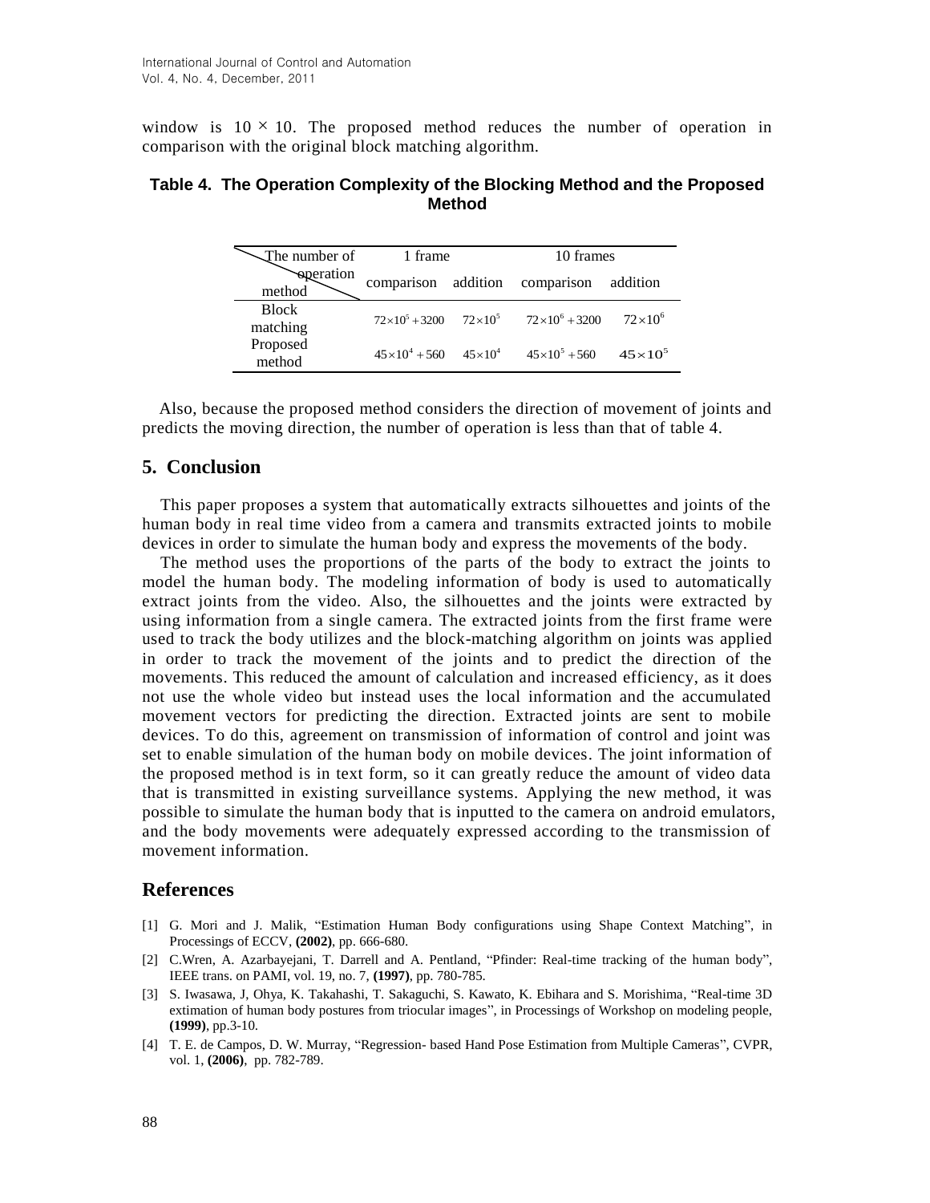window is $10 \times 10$. The proposed method reduces the number of operation in comparison with the original block matching algorithm.

**Table 4. The Operation Complexity of the Blocking Method and the Proposed Method**

| The number of operation / method | 1 frame | | 10 frames | |
|---|---|---|---|---|
| | comparison | addition | comparison | addition |
| Block matching | $72\times10^5+3200$ | $72\times10^5$ | $72\times10^6+3200$ | $72\times10^6$ |
| Proposed method | $45\times10^4+560$ | $45\times10^4$ | $45\times10^5+560$ | $45\times10^5$ |

Also, because the proposed method considers the direction of movement of joints and predicts the moving direction, the number of operation is less than that of table 4.

## 5. Conclusion

This paper proposes a system that automatically extracts silhouettes and joints of the human body in real time video from a camera and transmits extracted joints to mobile devices in order to simulate the human body and express the movements of the body.

The method uses the proportions of the parts of the body to extract the joints to model the human body. The modeling information of body is used to automatically extract joints from the video. Also, the silhouettes and the joints were extracted by using information from a single camera. The extracted joints from the first frame were used to track the body utilizes and the block-matching algorithm on joints was applied in order to track the movement of the joints and to predict the direction of the movements. This reduced the amount of calculation and increased efficiency, as it does not use the whole video but instead uses the local information and the accumulated movement vectors for predicting the direction. Extracted joints are sent to mobile devices. To do this, agreement on transmission of information of control and joint was set to enable simulation of the human body on mobile devices. The joint information of the proposed method is in text form, so it can greatly reduce the amount of video data that is transmitted in existing surveillance systems. Applying the new method, it was possible to simulate the human body that is inputted to the camera on android emulators, and the body movements were adequately expressed according to the transmission of movement information.

## References

[1] G. Mori and J. Malik, "Estimation Human Body configurations using Shape Context Matching", in Processings of ECCV, **(2002)**, pp. 666-680.

[2] C.Wren, A. Azarbayejani, T. Darrell and A. Pentland, "Pfinder: Real-time tracking of the human body", IEEE trans. on PAMI, vol. 19, no. 7, **(1997)**, pp. 780-785.

[3] S. Iwasawa, J, Ohya, K. Takahashi, T. Sakaguchi, S. Kawato, K. Ebihara and S. Morishima, "Real-time 3D extimation of human body postures from triocular images", in Processings of Workshop on modeling people, **(1999)**, pp.3-10.

[4] T. E. de Campos, D. W. Murray, "Regression- based Hand Pose Estimation from Multiple Cameras", CVPR, vol. 1, **(2006)**, pp. 782-789.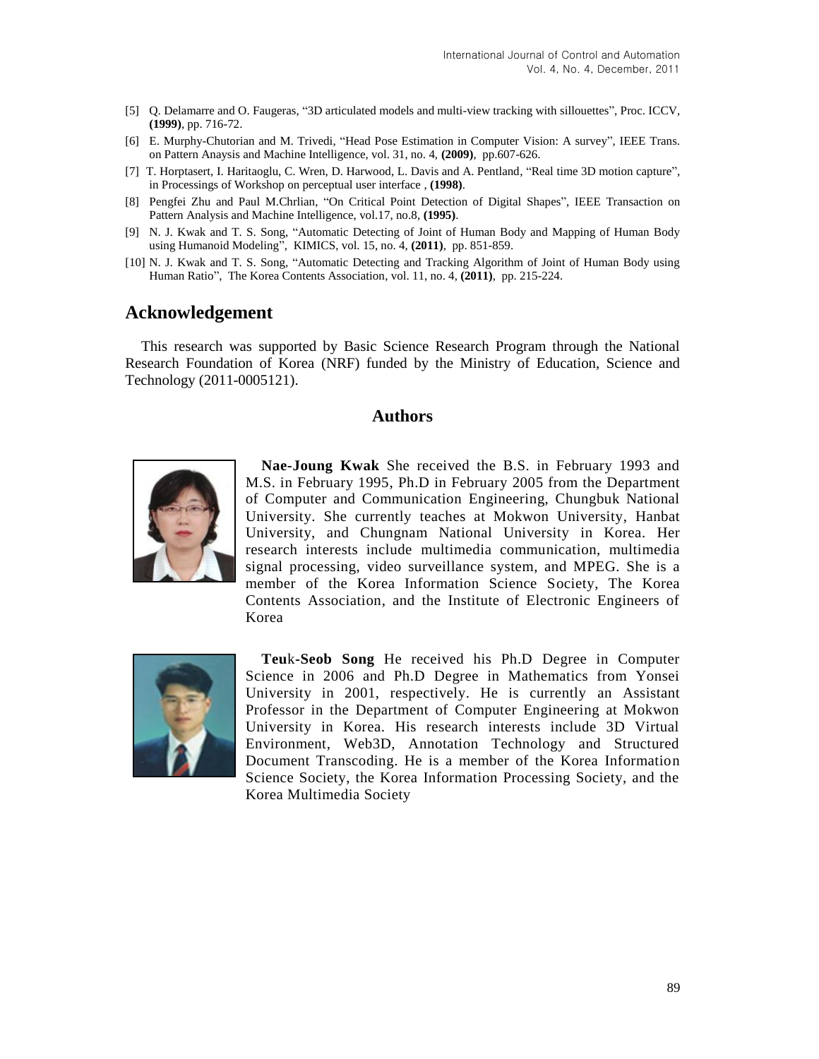[5] Q. Delamarre and O. Faugeras, "3D articulated models and multi-view tracking with sillouettes", Proc. ICCV, **(1999)**, pp. 716-72.

[6] E. Murphy-Chutorian and M. Trivedi, "Head Pose Estimation in Computer Vision: A survey", IEEE Trans. on Pattern Anaysis and Machine Intelligence, vol. 31, no. 4, **(2009)**, pp.607-626.

[7] T. Horptasert, I. Haritaoglu, C. Wren, D. Harwood, L. Davis and A. Pentland, "Real time 3D motion capture", in Processings of Workshop on perceptual user interface , **(1998)**.

[8] Pengfei Zhu and Paul M.Chrlian, "On Critical Point Detection of Digital Shapes", IEEE Transaction on Pattern Analysis and Machine Intelligence, vol.17, no.8, **(1995)**.

[9] N. J. Kwak and T. S. Song, "Automatic Detecting of Joint of Human Body and Mapping of Human Body using Humanoid Modeling", KIMICS, vol. 15, no. 4, **(2011)**, pp. 851-859.

[10] N. J. Kwak and T. S. Song, "Automatic Detecting and Tracking Algorithm of Joint of Human Body using Human Ratio", The Korea Contents Association, vol. 11, no. 4, **(2011)**, pp. 215-224.

## Acknowledgement

This research was supported by Basic Science Research Program through the National Research Foundation of Korea (NRF) funded by the Ministry of Education, Science and Technology (2011-0005121).

## Authors

**Nae-Joung Kwak** She received the B.S. in February 1993 and M.S. in February 1995, Ph.D in February 2005 from the Department of Computer and Communication Engineering, Chungbuk National University. She currently teaches at Mokwon University, Hanbat University, and Chungnam National University in Korea. Her research interests include multimedia communication, multimedia signal processing, video surveillance system, and MPEG. She is a member of the Korea Information Science Society, The Korea Contents Association, and the Institute of Electronic Engineers of Korea

**Teuk-Seob Song** He received his Ph.D Degree in Computer Science in 2006 and Ph.D Degree in Mathematics from Yonsei University in 2001, respectively. He is currently an Assistant Professor in the Department of Computer Engineering at Mokwon University in Korea. His research interests include 3D Virtual Environment, Web3D, Annotation Technology and Structured Document Transcoding. He is a member of the Korea Information Science Society, the Korea Information Processing Society, and the Korea Multimedia Society